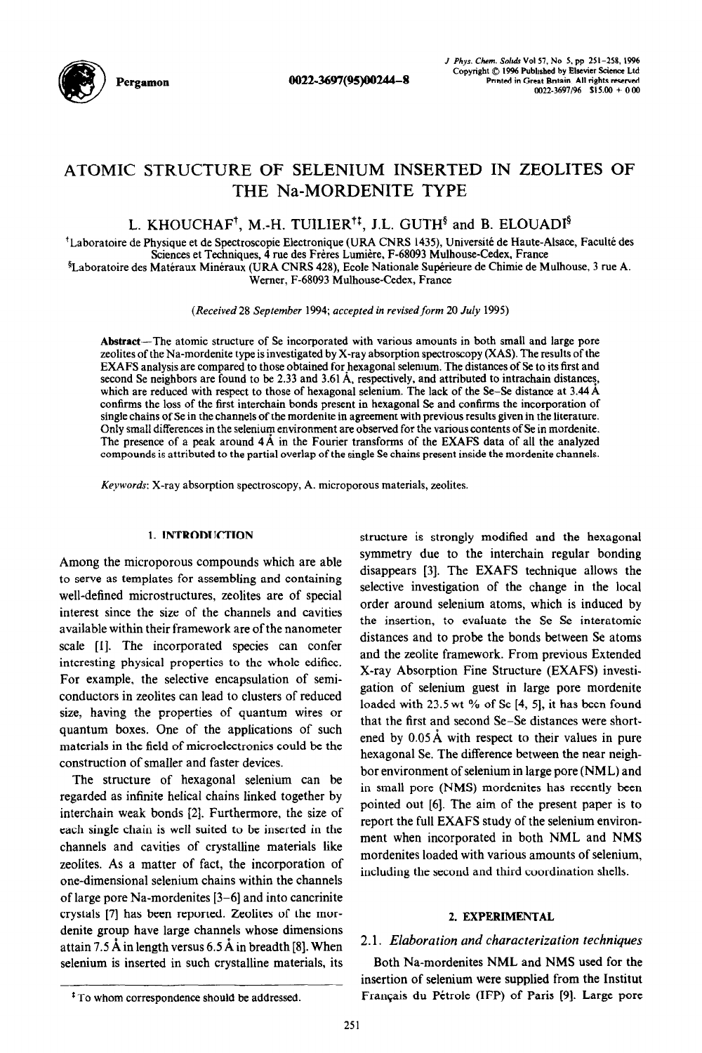# ATOMIC STRUCTURE OF SELENIUM INSERTED IN ZEOLITES OF THE Na-MORDENITE TYPE

L. KHOUCHAF[†], M.-H. TUILIER[†‡], J.L. GUTH[§] and B. ELOUADI[§]

[†]Laboratoire de Physique et de Spectroscopie Electronique (URA CNRS 1435), Université de Haute-Alsace, Faculté des Sciences et Techniques, 4 rue des Frères Lumière, F-68093 Mulhouse-Cedex, France

[§]Laboratoire des Matéraux Minéraux (URA CNRS 428), Ecole Nationale Supérieure de Chimie de Mulhouse, 3 rue A. Werner, F-68093 Mulhouse-Cedex, France

*(Received 28 September 1994; accepted in revised form 20 July 1995)*

**Abstract**—The atomic structure of Se incorporated with various amounts in both small and large pore zeolites of the Na-mordenite type is investigated by X-ray absorption spectroscopy (XAS). The results of the EXAFS analysis are compared to those obtained for hexagonal selenium. The distances of Se to its first and second Se neighbors are found to be 2.33 and 3.61 Å, respectively, and attributed to intrachain distances, which are reduced with respect to those of hexagonal selenium. The lack of the Se–Se distance at 3.44 Å confirms the loss of the first interchain bonds present in hexagonal Se and confirms the incorporation of single chains of Se in the channels of the mordenite in agreement with previous results given in the literature. Only small differences in the selenium environment are observed for the various contents of Se in mordenite. The presence of a peak around 4 Å in the Fourier transforms of the EXAFS data of all the analyzed compounds is attributed to the partial overlap of the single Se chains present inside the mordenite channels.

*Keywords*: X-ray absorption spectroscopy, A. microporous materials, zeolites.

## 1. INTRODUCTION

Among the microporous compounds which are able to serve as templates for assembling and containing well-defined microstructures, zeolites are of special interest since the size of the channels and cavities available within their framework are of the nanometer scale [1]. The incorporated species can confer interesting physical properties to the whole edifice. For example, the selective encapsulation of semiconductors in zeolites can lead to clusters of reduced size, having the properties of quantum wires or quantum boxes. One of the applications of such materials in the field of microelectronics could be the construction of smaller and faster devices.

The structure of hexagonal selenium can be regarded as infinite helical chains linked together by interchain weak bonds [2]. Furthermore, the size of each single chain is well suited to be inserted in the channels and cavities of crystalline materials like zeolites. As a matter of fact, the incorporation of one-dimensional selenium chains within the channels of large pore Na-mordenites [3–6] and into cancrinite crystals [7] has been reported. Zeolites of the mordenite group have large channels whose dimensions attain 7.5 Å in length versus 6.5 Å in breadth [8]. When selenium is inserted in such crystalline materials, its structure is strongly modified and the hexagonal symmetry due to the interchain regular bonding disappears [3]. The EXAFS technique allows the selective investigation of the change in the local order around selenium atoms, which is induced by the insertion, to evaluate the Se Se interatomic distances and to probe the bonds between Se atoms and the zeolite framework. From previous Extended X-ray Absorption Fine Structure (EXAFS) investigation of selenium guest in large pore mordenite loaded with 23.5 wt % of Se [4, 5], it has been found that the first and second Se–Se distances were shortened by 0.05 Å with respect to their values in pure hexagonal Se. The difference between the near neighbor environment of selenium in large pore (NML) and in small pore (NMS) mordenites has recently been pointed out [6]. The aim of the present paper is to report the full EXAFS study of the selenium environment when incorporated in both NML and NMS mordenites loaded with various amounts of selenium, including the second and third coordination shells.

## 2. EXPERIMENTAL

### 2.1. *Elaboration and characterization techniques*

Both Na-mordenites NML and NMS used for the insertion of selenium were supplied from the Institut Français du Pétrole (IFP) of Paris [9]. Large pore

---

[‡] To whom correspondence should be addressed.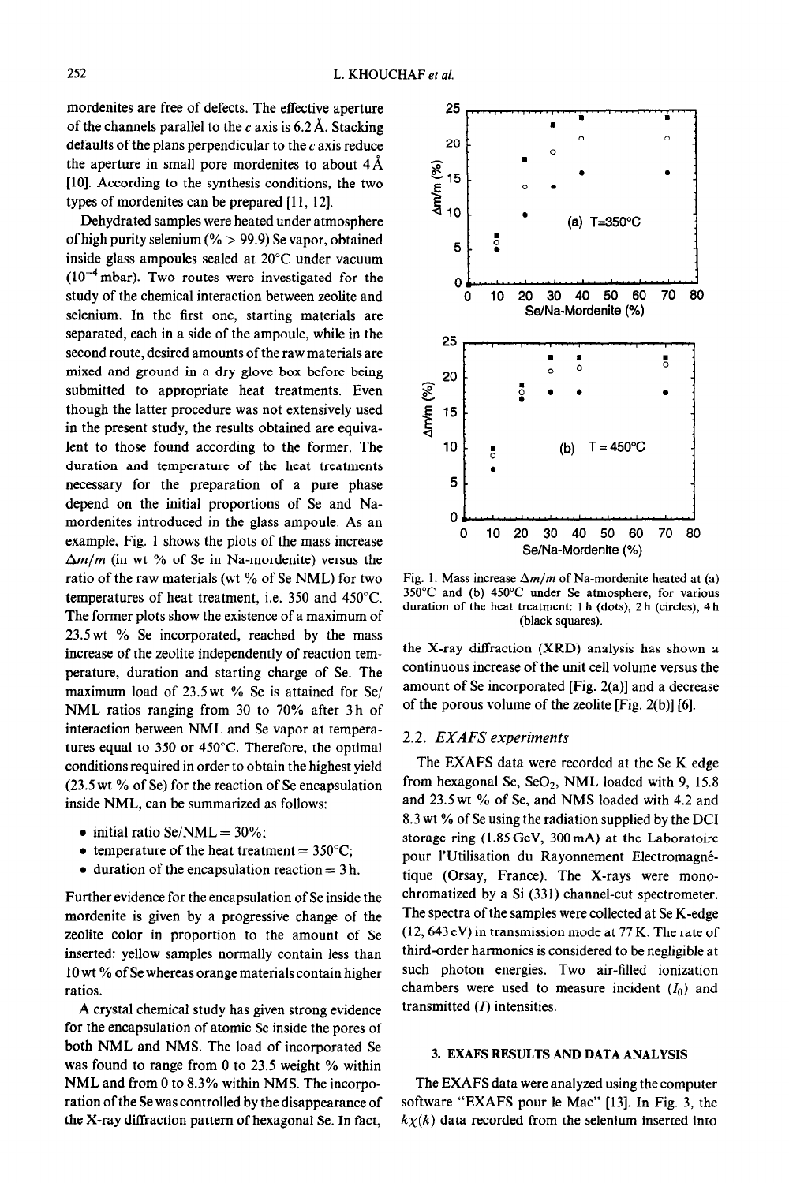mordenites are free of defects. The effective aperture of the channels parallel to the c axis is 6.2 Å. Stacking defaults of the plans perpendicular to the c axis reduce the aperture in small pore mordenites to about 4 Å [10]. According to the synthesis conditions, the two types of mordenites can be prepared [11, 12].

Dehydrated samples were heated under atmosphere of high purity selenium (% > 99.9) Se vapor, obtained inside glass ampoules sealed at 20°C under vacuum ($10^{-4}$ mbar). Two routes were investigated for the study of the chemical interaction between zeolite and selenium. In the first one, starting materials are separated, each in a side of the ampoule, while in the second route, desired amounts of the raw materials are mixed and ground in a dry glove box before being submitted to appropriate heat treatments. Even though the latter procedure was not extensively used in the present study, the results obtained are equivalent to those found according to the former. The duration and temperature of the heat treatments necessary for the preparation of a pure phase depend on the initial proportions of Se and Na-mordenites introduced in the glass ampoule. As an example, Fig. 1 shows the plots of the mass increase $\Delta m/m$ (in wt % of Se in Na-mordenite) versus the ratio of the raw materials (wt % of Se NML) for two temperatures of heat treatment, i.e. 350 and 450°C. The former plots show the existence of a maximum of 23.5 wt % Se incorporated, reached by the mass increase of the zeolite independently of reaction temperature, duration and starting charge of Se. The maximum load of 23.5 wt % Se is attained for Se/NML ratios ranging from 30 to 70% after 3 h of interaction between NML and Se vapor at temperatures equal to 350 or 450°C. Therefore, the optimal conditions required in order to obtain the highest yield (23.5 wt % of Se) for the reaction of Se encapsulation inside NML, can be summarized as follows:

- initial ratio Se/NML = 30%;
- temperature of the heat treatment = 350°C;
- duration of the encapsulation reaction = 3 h.

Further evidence for the encapsulation of Se inside the mordenite is given by a progressive change of the zeolite color in proportion to the amount of Se inserted: yellow samples normally contain less than 10 wt % of Se whereas orange materials contain higher ratios.

A crystal chemical study has given strong evidence for the encapsulation of atomic Se inside the pores of both NML and NMS. The load of incorporated Se was found to range from 0 to 23.5 weight % within NML and from 0 to 8.3% within NMS. The incorporation of the Se was controlled by the disappearance of the X-ray diffraction pattern of hexagonal Se. In fact, the X-ray diffraction (XRD) analysis has shown a continuous increase of the unit cell volume versus the amount of Se incorporated [Fig. 2(a)] and a decrease of the porous volume of the zeolite [Fig. 2(b)] [6].

Fig. 1. Mass increase $\Delta m/m$ of Na-mordenite heated at (a) 350°C and (b) 450°C under Se atmosphere, for various duration of the heat treatment: 1 h (dots), 2 h (circles), 4 h (black squares).

### 2.2. *EXAFS experiments*

The EXAFS data were recorded at the Se K edge from hexagonal Se, $SeO_2$, NML loaded with 9, 15.8 and 23.5 wt % of Se, and NMS loaded with 4.2 and 8.3 wt % of Se using the radiation supplied by the DCI storage ring (1.85 GeV, 300 mA) at the Laboratoire pour l'Utilisation du Rayonnement Electromagnétique (Orsay, France). The X-rays were monochromatized by a Si (331) channel-cut spectrometer. The spectra of the samples were collected at Se K-edge (12, 643 eV) in transmission mode at 77 K. The rate of third-order harmonics is considered to be negligible at such photon energies. Two air-filled ionization chambers were used to measure incident ($I_0$) and transmitted ($I$) intensities.

## 3. EXAFS RESULTS AND DATA ANALYSIS

The EXAFS data were analyzed using the computer software "EXAFS pour le Mac" [13]. In Fig. 3, the $k\chi(k)$ data recorded from the selenium inserted into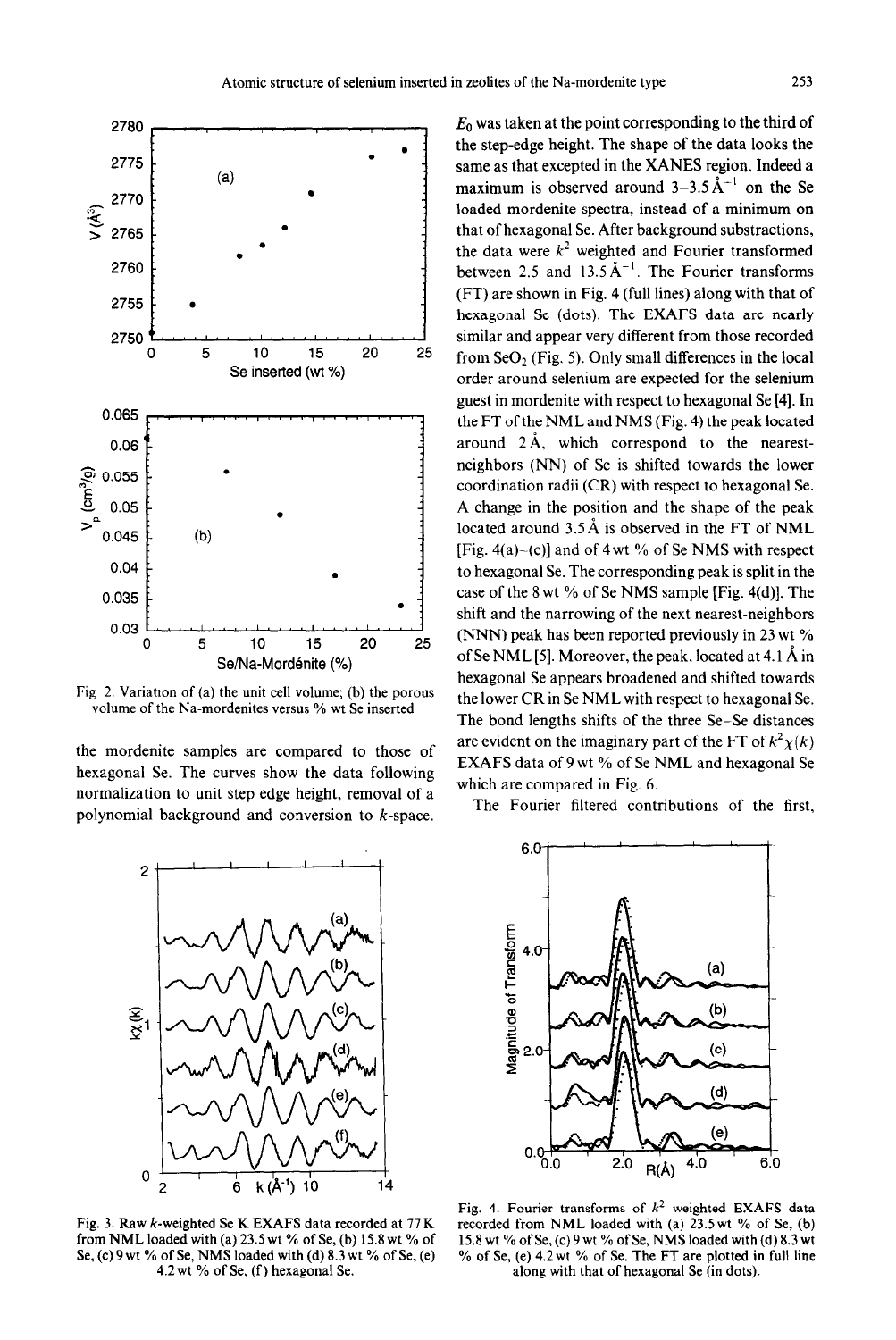Fig. 2. Variation of (a) the unit cell volume; (b) the porous volume of the Na-mordenites versus % wt Se inserted

the mordenite samples are compared to those of hexagonal Se. The curves show the data following normalization to unit step edge height, removal of a polynomial background and conversion to $k$-space. $E_0$ was taken at the point corresponding to the third of the step-edge height. The shape of the data looks the same as that excepted in the XANES region. Indeed a maximum is observed around 3–3.5 $Å^{-1}$ on the Se loaded mordenite spectra, instead of a minimum on that of hexagonal Se. After background substractions, the data were $k^2$ weighted and Fourier transformed between 2.5 and 13.5 $Å^{-1}$. The Fourier transforms (FT) are shown in Fig. 4 (full lines) along with that of hexagonal Se (dots). The EXAFS data are nearly similar and appear very different from those recorded from $SeO_2$ (Fig. 5). Only small differences in the local order around selenium are expected for the selenium guest in mordenite with respect to hexagonal Se [4]. In the FT of the NML and NMS (Fig. 4) the peak located around 2 Å, which correspond to the nearest-neighbors (NN) of Se is shifted towards the lower coordination radii (CR) with respect to hexagonal Se. A change in the position and the shape of the peak located around 3.5 Å is observed in the FT of NML [Fig. 4(a)–(c)] and of 4 wt % of Se NMS with respect to hexagonal Se. The corresponding peak is split in the case of the 8 wt % of Se NMS sample [Fig. 4(d)]. The shift and the narrowing of the next nearest-neighbors (NNN) peak has been reported previously in 23 wt % of Se NML [5]. Moreover, the peak, located at 4.1 Å in hexagonal Se appears broadened and shifted towards the lower CR in Se NML with respect to hexagonal Se. The bond lengths shifts of the three Se–Se distances are evident on the imaginary part of the FT of $k^2\chi(k)$ EXAFS data of 9 wt % of Se NML and hexagonal Se which are compared in Fig. 6.

The Fourier filtered contributions of the first,

Fig. 3. Raw $k$-weighted Se K EXAFS data recorded at 77 K from NML loaded with (a) 23.5 wt % of Se, (b) 15.8 wt % of Se, (c) 9 wt % of Se, NMS loaded with (d) 8.3 wt % of Se, (e) 4.2 wt % of Se, (f) hexagonal Se.

Fig. 4. Fourier transforms of $k^2$ weighted EXAFS data recorded from NML loaded with (a) 23.5 wt % of Se, (b) 15.8 wt % of Se, (c) 9 wt % of Se, NMS loaded with (d) 8.3 wt % of Se, (e) 4.2 wt % of Se. The FT are plotted in full line along with that of hexagonal Se (in dots).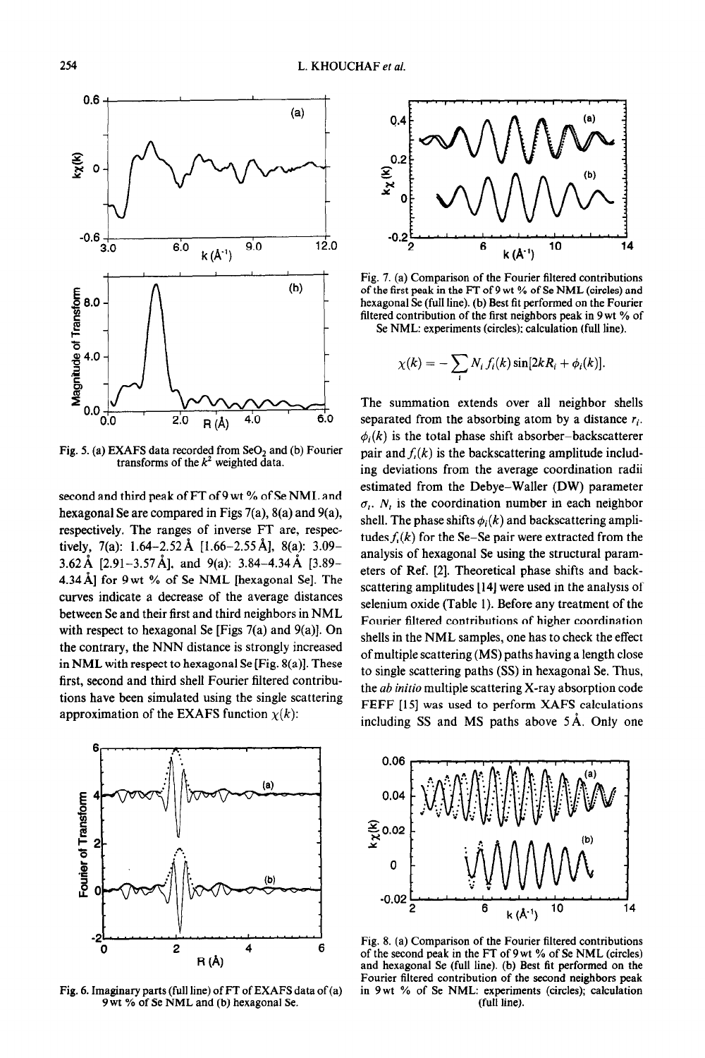Fig. 5. (a) EXAFS data recorded from $SeO_2$ and (b) Fourier transforms of the $k^2$ weighted data.

second and third peak of FT of 9 wt % of Se NML and hexagonal Se are compared in Figs 7(a), 8(a) and 9(a), respectively. The ranges of inverse FT are, respectively, 7(a): 1.64–2.52 Å [1.66–2.55 Å], 8(a): 3.09–3.62 Å [2.91–3.57 Å], and 9(a): 3.84–4.34 Å [3.89–4.34 Å] for 9 wt % of Se NML [hexagonal Se]. The curves indicate a decrease of the average distances between Se and their first and third neighbors in NML with respect to hexagonal Se [Figs 7(a) and 9(a)]. On the contrary, the NNN distance is strongly increased in NML with respect to hexagonal Se [Fig. 8(a)]. These first, second and third shell Fourier filtered contributions have been simulated using the single scattering approximation of the EXAFS function $\chi(k)$:

Fig. 6. Imaginary parts (full line) of FT of EXAFS data of (a) 9 wt % of Se NML and (b) hexagonal Se.

Fig. 7. (a) Comparison of the Fourier filtered contributions of the first peak in the FT of 9 wt % of Se NML (circles) and hexagonal Se (full line). (b) Best fit performed on the Fourier filtered contribution of the first neighbors peak in 9 wt % of Se NML: experiments (circles); calculation (full line).

$$\chi(k) = -\sum_i N_i f_i(k) \sin[2kR_i + \phi_i(k)].$$

The summation extends over all neighbor shells separated from the absorbing atom by a distance $r_i$. $\phi_i(k)$ is the total phase shift absorber–backscatterer pair and $f_i(k)$ is the backscattering amplitude including deviations from the average coordination radii estimated from the Debye–Waller (DW) parameter $\sigma_i$. $N_i$ is the coordination number in each neighbor shell. The phase shifts $\phi_i(k)$ and backscattering amplitudes $f_i(k)$ for the Se–Se pair were extracted from the analysis of hexagonal Se using the structural parameters of Ref. [2]. Theoretical phase shifts and backscattering amplitudes [14] were used in the analysis of selenium oxide (Table 1). Before any treatment of the Fourier filtered contributions of higher coordination shells in the NML samples, one has to check the effect of multiple scattering (MS) paths having a length close to single scattering paths (SS) in hexagonal Se. Thus, the *ab initio* multiple scattering X-ray absorption code FEFF [15] was used to perform XAFS calculations including SS and MS paths above 5 Å. Only one

Fig. 8. (a) Comparison of the Fourier filtered contributions of the second peak in the FT of 9 wt % of Se NML (circles) and hexagonal Se (full line). (b) Best fit performed on the Fourier filtered contribution of the second neighbors peak in 9 wt % of Se NML: experiments (circles); calculation (full line).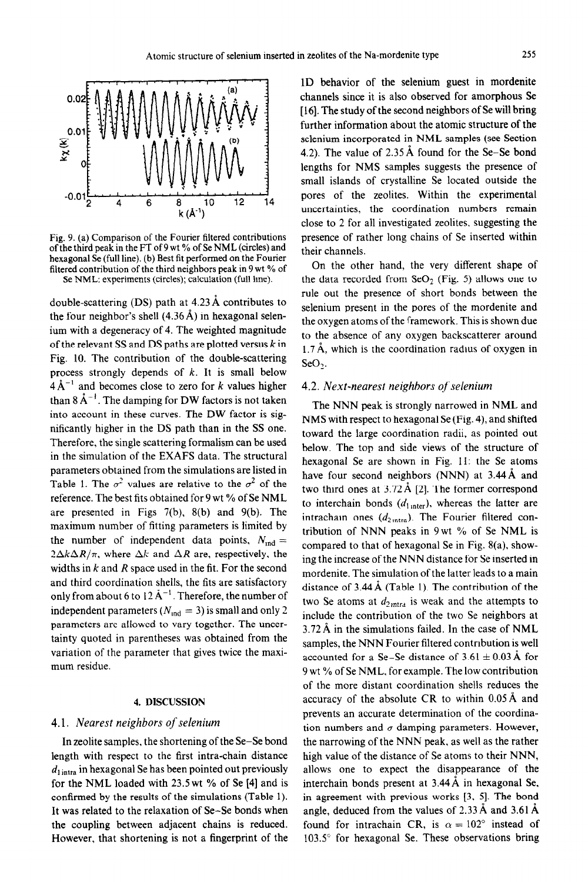Fig. 9. (a) Comparison of the Fourier filtered contributions of the third peak in the FT of 9 wt % of Se NML (circles) and hexagonal Se (full line). (b) Best fit performed on the Fourier filtered contribution of the third neighbors peak in 9 wt % of Se NML: experiments (circles); calculation (full line).

double-scattering (DS) path at 4.23 Å contributes to the four neighbor's shell (4.36 Å) in hexagonal selenium with a degeneracy of 4. The weighted magnitude of the relevant SS and DS paths are plotted versus $k$ in Fig. 10. The contribution of the double-scattering process strongly depends of $k$. It is small below 4 Å$^{-1}$ and becomes close to zero for $k$ values higher than 8 Å$^{-1}$. The damping for DW factors is not taken into account in these curves. The DW factor is significantly higher in the DS path than in the SS one. Therefore, the single scattering formalism can be used in the simulation of the EXAFS data. The structural parameters obtained from the simulations are listed in Table 1. The $\sigma^2$ values are relative to the $\sigma^2$ of the reference. The best fits obtained for 9 wt % of Se NML are presented in Figs 7(b), 8(b) and 9(b). The maximum number of fitting parameters is limited by the number of independent data points, $N_{ind} = 2\Delta k \Delta R/\pi$, where $\Delta k$ and $\Delta R$ are, respectively, the widths in $k$ and $R$ space used in the fit. For the second and third coordination shells, the fits are satisfactory only from about 6 to 12 Å$^{-1}$. Therefore, the number of independent parameters ($N_{ind} = 3$) is small and only 2 parameters are allowed to vary together. The uncertainty quoted in parentheses was obtained from the variation of the parameter that gives twice the maximum residue.

## 4. DISCUSSION

### 4.1. Nearest neighbors of selenium

In zeolite samples, the shortening of the Se–Se bond length with respect to the first intra-chain distance $d_{1\,intra}$ in hexagonal Se has been pointed out previously for the NML loaded with 23.5 wt % of Se [4] and is confirmed by the results of the simulations (Table 1). It was related to the relaxation of Se–Se bonds when the coupling between adjacent chains is reduced. However, that shortening is not a fingerprint of the 1D behavior of the selenium guest in mordenite channels since it is also observed for amorphous Se [16]. The study of the second neighbors of Se will bring further information about the atomic structure of the selenium incorporated in NML samples (see Section 4.2). The value of 2.35 Å found for the Se–Se bond lengths for NMS samples suggests the presence of small islands of crystalline Se located outside the pores of the zeolites. Within the experimental uncertainties, the coordination numbers remain close to 2 for all investigated zeolites, suggesting the presence of rather long chains of Se inserted within their channels.

On the other hand, the very different shape of the data recorded from $SeO_2$ (Fig. 5) allows one to rule out the presence of short bonds between the selenium present in the pores of the mordenite and the oxygen atoms of the framework. This is shown due to the absence of any oxygen backscatterer around 1.7 Å, which is the coordination radius of oxygen in $SeO_2$.

### 4.2. Next-nearest neighbors of selenium

The NNN peak is strongly narrowed in NML and NMS with respect to hexagonal Se (Fig. 4), and shifted toward the large coordination radii, as pointed out below. The top and side views of the structure of hexagonal Se are shown in Fig. 11: the Se atoms have four second neighbors (NNN) at 3.44 Å and two third ones at 3.72 Å [2]. The former correspond to interchain bonds ($d_{1\,inter}$), whereas the latter are intrachain ones ($d_{2\,intra}$). The Fourier filtered contribution of NNN peaks in 9 wt % of Se NML is compared to that of hexagonal Se in Fig. 8(a), showing the increase of the NNN distance for Se inserted in mordenite. The simulation of the latter leads to a main distance of 3.44 Å (Table 1). The contribution of the two Se atoms at $d_{2\,intra}$ is weak and the attempts to include the contribution of the two Se neighbors at 3.72 Å in the simulations failed. In the case of NML samples, the NNN Fourier filtered contribution is well accounted for a Se–Se distance of 3.61 ± 0.03 Å for 9 wt % of Se NML, for example. The low contribution of the more distant coordination shells reduces the accuracy of the absolute CR to within 0.05 Å and prevents an accurate determination of the coordination numbers and $\sigma$ damping parameters. However, the narrowing of the NNN peak, as well as the rather high value of the distance of Se atoms to their NNN, allows one to expect the disappearance of the interchain bonds present at 3.44 Å in hexagonal Se, in agreement with previous works [3, 5]. The bond angle, deduced from the values of 2.33 Å and 3.61 Å found for intrachain CR, is $\alpha = 102°$ instead of 103.5° for hexagonal Se. These observations bring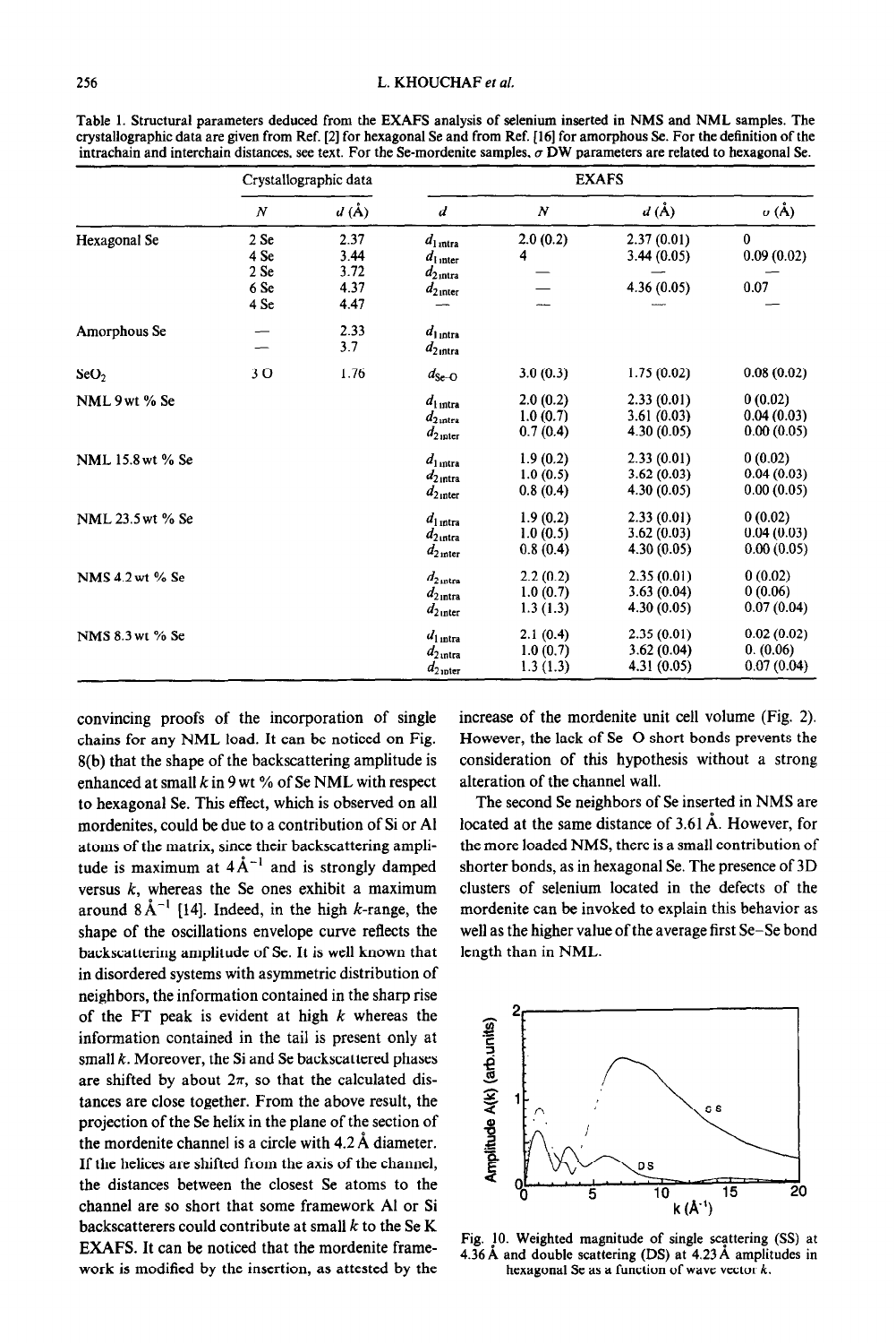Table 1. Structural parameters deduced from the EXAFS analysis of selenium inserted in NMS and NML samples. The crystallographic data are given from Ref. [2] for hexagonal Se and from Ref. [16] for amorphous Se. For the definition of the intrachain and interchain distances, see text. For the Se-mordenite samples, σ DW parameters are related to hexagonal Se.

| | Crystallographic data | | EXAFS | | | |
|---|---|---|---|---|---|---|
| | $N$ | $d$ (Å) | $d$ | $N$ | $d$ (Å) | $\sigma$ (Å) |
| Hexagonal Se | 2 Se | 2.37 | $d_{1\,intra}$ | 2.0 (0.2) | 2.37 (0.01) | 0 |
| | 4 Se | 3.44 | $d_{1\,inter}$ | 4 | 3.44 (0.05) | 0.09 (0.02) |
| | 2 Se | 3.72 | $d_{2\,intra}$ | — | — | — |
| | 6 Se | 4.37 | $d_{2\,inter}$ | — | 4.36 (0.05) | 0.07 |
| | 4 Se | 4.47 | — | — | — | — |
| Amorphous Se | — | 2.33 | $d_{1\,intra}$ | | | |
| | — | 3.7 | $d_{2\,intra}$ | | | |
| $SeO_2$ | 3 O | 1.76 | $d_{Se\text{-}O}$ | 3.0 (0.3) | 1.75 (0.02) | 0.08 (0.02) |
| NML 9 wt % Se | | | $d_{1\,intra}$ | 2.0 (0.2) | 2.33 (0.01) | 0 (0.02) |
| | | | $d_{2\,intra}$ | 1.0 (0.7) | 3.61 (0.03) | 0.04 (0.03) |
| | | | $d_{2\,inter}$ | 0.7 (0.4) | 4.30 (0.05) | 0.00 (0.05) |
| NML 15.8 wt % Se | | | $d_{1\,intra}$ | 1.9 (0.2) | 2.33 (0.01) | 0 (0.02) |
| | | | $d_{2\,intra}$ | 1.0 (0.5) | 3.62 (0.03) | 0.04 (0.03) |
| | | | $d_{2\,inter}$ | 0.8 (0.4) | 4.30 (0.05) | 0.00 (0.05) |
| NML 23.5 wt % Se | | | $d_{1\,intra}$ | 1.9 (0.2) | 2.33 (0.01) | 0 (0.02) |
| | | | $d_{2\,intra}$ | 1.0 (0.5) | 3.62 (0.03) | 0.04 (0.03) |
| | | | $d_{2\,inter}$ | 0.8 (0.4) | 4.30 (0.05) | 0.00 (0.05) |
| NMS 4.2 wt % Se | | | $d_{2\,intra}$ | 2.2 (0.2) | 2.35 (0.01) | 0 (0.02) |
| | | | $d_{2\,intra}$ | 1.0 (0.7) | 3.63 (0.04) | 0 (0.06) |
| | | | $d_{2\,inter}$ | 1.3 (1.3) | 4.30 (0.05) | 0.07 (0.04) |
| NMS 8.3 wt % Se | | | $d_{1\,intra}$ | 2.1 (0.4) | 2.35 (0.01) | 0.02 (0.02) |
| | | | $d_{2\,intra}$ | 1.0 (0.7) | 3.62 (0.04) | 0. (0.06) |
| | | | $d_{2\,inter}$ | 1.3 (1.3) | 4.31 (0.05) | 0.07 (0.04) |

convincing proofs of the incorporation of single chains for any NML load. It can be noticed on Fig. 8(b) that the shape of the backscattering amplitude is enhanced at small $k$ in 9 wt % of Se NML with respect to hexagonal Se. This effect, which is observed on all mordenites, could be due to a contribution of Si or Al atoms of the matrix, since their backscattering amplitude is maximum at 4 Å$^{-1}$ and is strongly damped versus $k$, whereas the Se ones exhibit a maximum around 8 Å$^{-1}$ [14]. Indeed, in the high $k$-range, the shape of the oscillations envelope curve reflects the backscattering amplitude of Se. It is well known that in disordered systems with asymmetric distribution of neighbors, the information contained in the sharp rise of the FT peak is evident at high $k$ whereas the information contained in the tail is present only at small $k$. Moreover, the Si and Se backscattered phases are shifted by about $2\pi$, so that the calculated distances are close together. From the above result, the projection of the Se helix in the plane of the section of the mordenite channel is a circle with 4.2 Å diameter. If the helices are shifted from the axis of the channel, the distances between the closest Se atoms to the channel are so short that some framework Al or Si backscatterers could contribute at small $k$ to the Se K EXAFS. It can be noticed that the mordenite framework is modified by the insertion, as attested by the increase of the mordenite unit cell volume (Fig. 2). However, the lack of Se O short bonds prevents the consideration of this hypothesis without a strong alteration of the channel wall.

The second Se neighbors of Se inserted in NMS are located at the same distance of 3.61 Å. However, for the more loaded NMS, there is a small contribution of shorter bonds, as in hexagonal Se. The presence of 3D clusters of selenium located in the defects of the mordenite can be invoked to explain this behavior as well as the higher value of the average first Se–Se bond length than in NML.

Fig. 10. Weighted magnitude of single scattering (SS) at 4.36 Å and double scattering (DS) at 4.23 Å amplitudes in hexagonal Se as a function of wave vector $k$.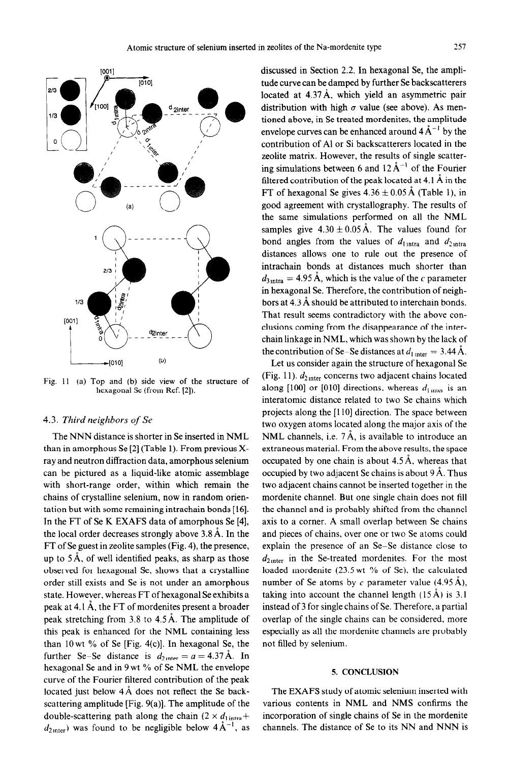Fig. 11 (a) Top and (b) side view of the structure of hexagonal Se (from Ref. [2]).

### 4.3. *Third neighbors of Se*

The NNN distance is shorter in Se inserted in NML than in amorphous Se [2] (Table 1). From previous X-ray and neutron diffraction data, amorphous selenium can be pictured as a liquid-like atomic assemblage with short-range order, within which remain the chains of crystalline selenium, now in random orientation but with some remaining intrachain bonds [16]. In the FT of Se K EXAFS data of amorphous Se [4], the local order decreases strongly above 3.8 Å. In the FT of Se guest in zeolite samples (Fig. 4), the presence, up to 5 Å, of well identified peaks, as sharp as those observed for hexagonal Se, shows that a crystalline order still exists and Se is not under an amorphous state. However, whereas FT of hexagonal Se exhibits a peak at 4.1 Å, the FT of mordenites present a broader peak stretching from 3.8 to 4.5 Å. The amplitude of this peak is enhanced for the NML containing less than 10 wt % of Se [Fig. 4(c)]. In hexagonal Se, the further Se–Se distance is $d_{2\,inter} = a = 4.37$ Å. In hexagonal Se and in 9 wt % of Se NML the envelope curve of the Fourier filtered contribution of the peak located just below 4 Å does not reflect the Se backscattering amplitude [Fig. 9(a)]. The amplitude of the double-scattering path along the chain ($2 \times d_{1\,intra} + d_{2\,inter}$) was found to be negligible below 4 Å$^{-1}$, as discussed in Section 2.2. In hexagonal Se, the amplitude curve can be damped by further Se backscatterers located at 4.37 Å, which yield an asymmetric pair distribution with high $\sigma$ value (see above). As mentioned above, in Se treated mordenites, the amplitude envelope curves can be enhanced around 4 Å$^{-1}$ by the contribution of Al or Si backscatterers located in the zeolite matrix. However, the results of single scattering simulations between 6 and 12 Å$^{-1}$ of the Fourier filtered contribution of the peak located at 4.1 Å in the FT of hexagonal Se gives $4.36 \pm 0.05$ Å (Table 1), in good agreement with crystallography. The results of the same simulations performed on all the NML samples give $4.30 \pm 0.05$ Å. The values found for bond angles from the values of $d_{1\,intra}$ and $d_{2\,intra}$ distances allows one to rule out the presence of intrachain bonds at distances much shorter than $d_{3\,intra} = 4.95$ Å, which is the value of the $c$ parameter in hexagonal Se. Therefore, the contribution of neighbors at 4.3 Å should be attributed to interchain bonds. That result seems contradictory with the above conclusions coming from the disappearance of the interchain linkage in NML, which was shown by the lack of the contribution of Se–Se distances at $d_{1\,inter} = 3.44$ Å.

Let us consider again the structure of hexagonal Se (Fig. 11). $d_{2\,inter}$ concerns two adjacent chains located along [100] or [010] directions, whereas $d_{1\,inter}$ is an interatomic distance related to two Se chains which projects along the [110] direction. The space between two oxygen atoms located along the major axis of the NML channels, i.e. 7 Å, is available to introduce an extraneous material. From the above results, the space occupied by one chain is about 4.5 Å, whereas that occupied by two adjacent Se chains is about 9 Å. Thus two adjacent chains cannot be inserted together in the mordenite channel. But one single chain does not fill the channel and is probably shifted from the channel axis to a corner. A small overlap between Se chains and pieces of chains, over one or two Se atoms could explain the presence of an Se–Se distance close to $d_{2\,inter}$ in the Se-treated mordenites. For the most loaded mordenite (23.5 wt % of Se), the calculated number of Se atoms by $c$ parameter value (4.95 Å), taking into account the channel length (15 Å) is 3.1 instead of 3 for single chains of Se. Therefore, a partial overlap of the single chains can be considered, more especially as all the mordenite channels are probably not filled by selenium.

## 5. CONCLUSION

The EXAFS study of atomic selenium inserted with various contents in NML and NMS confirms the incorporation of single chains of Se in the mordenite channels. The distance of Se to its NN and NNN is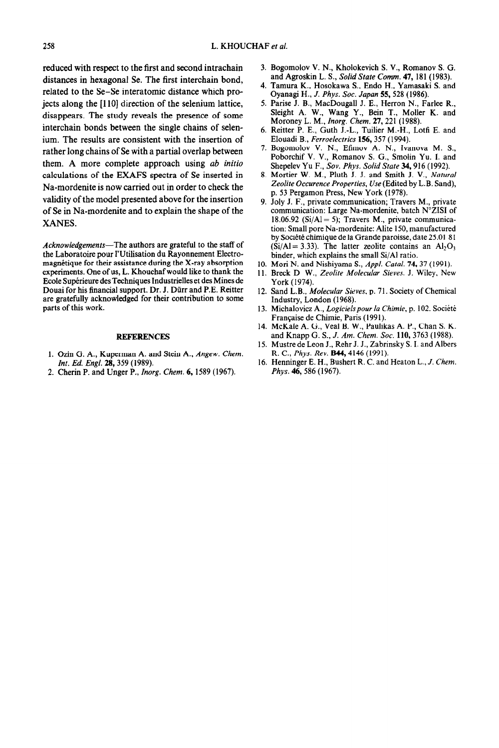reduced with respect to the first and second intrachain distances in hexagonal Se. The first interchain bond, related to the Se–Se interatomic distance which projects along the [110] direction of the selenium lattice, disappears. The study reveals the presence of some interchain bonds between the single chains of selenium. The results are consistent with the insertion of rather long chains of Se with a partial overlap between them. A more complete approach using *ab initio* calculations of the EXAFS spectra of Se inserted in Na-mordenite is now carried out in order to check the validity of the model presented above for the insertion of Se in Na-mordenite and to explain the shape of the XANES.

*Acknowledgements*—The authors are grateful to the staff of the Laboratoire pour l'Utilisation du Rayonnement Electromagnétique for their assistance during the X-ray absorption experiments. One of us, L. Khouchaf would like to thank the Ecole Supérieure des Techniques Industrielles et des Mines de Douai for his financial support. Dr. J. Dürr and P.E. Reitter are gratefully acknowledged for their contribution to some parts of this work.

## REFERENCES

1. Ozin G. A., Kuperman A. and Stein A., *Angew. Chem. Int. Ed. Engl.* **28**, 359 (1989).
2. Cherin P. and Unger P., *Inorg. Chem.* **6**, 1589 (1967).
3. Bogomolov V. N., Kholokevich S. V., Romanov S. G. and Agroskin L. S., *Solid State Comm.* **47**, 181 (1983).
4. Tamura K., Hosokawa S., Endo H., Yamasaki S. and Oyanagi H., *J. Phys. Soc. Japan* **55**, 528 (1986).
5. Parise J. B., MacDougall J. E., Herron N., Farlee R., Sleight A. W., Wang Y., Bein T., Moller K. and Moroney L. M., *Inorg. Chem.* **27**, 221 (1988).
6. Reitter P. E., Guth J.-L., Tuilier M.-H., Lotfi E. and Elouadi B., *Ferroelectrics* **156**, 357 (1994).
7. Bogomolov V. N., Efimov A. N., Ivanova M. S., Poborchif V. V., Romanov S. G., Smolin Yu. I. and Shepelev Yu F., *Sov. Phys. Solid State* **34**, 916 (1992).
8. Mortier W. M., Pluth J. J. and Smith J. V., *Natural Zeolite Occurence Properties, Use* (Edited by L.B. Sand), p. 53 Pergamon Press, New York (1978).
9. Joly J. F., private communication; Travers M., private communication: Large Na-mordenite, batch N°ZISI of 18.06.92 (Si/Al = 5); Travers M., private communication: Small pore Na-mordenite: Alite 150, manufactured by Société chimique de la Grande paroisse, date 25.01 81 (Si/Al = 3.33). The latter zeolite contains an $Al_2O_3$ binder, which explains the small Si/Al ratio.
10. Mori N. and Nishiyama S., *Appl. Catal.* **74**, 37 (1991).
11. Breck D W., *Zeolite Molecular Sieves*. J. Wiley, New York (1974).
12. Sand L.B., *Molecular Sieves*, p. 71. Society of Chemical Industry, London (1968).
13. Michalovicz A., *Logiciels pour la Chimie*, p. 102. Société Française de Chimie, Paris (1991).
14. McKale A. G., Veal B. W., Paulikas A. P., Chan S. K. and Knapp G. S., *J. Am. Chem. Soc.* **110**, 3763 (1988).
15. Mustre de Leon J., Rehr J. J., Zabrinsky S. I. and Albers R. C., *Phys. Rev.* **B44**, 4146 (1991).
16. Henninger E. H., Bushert R. C. and Heaton L., *J. Chem. Phys.* **46**, 586 (1967).